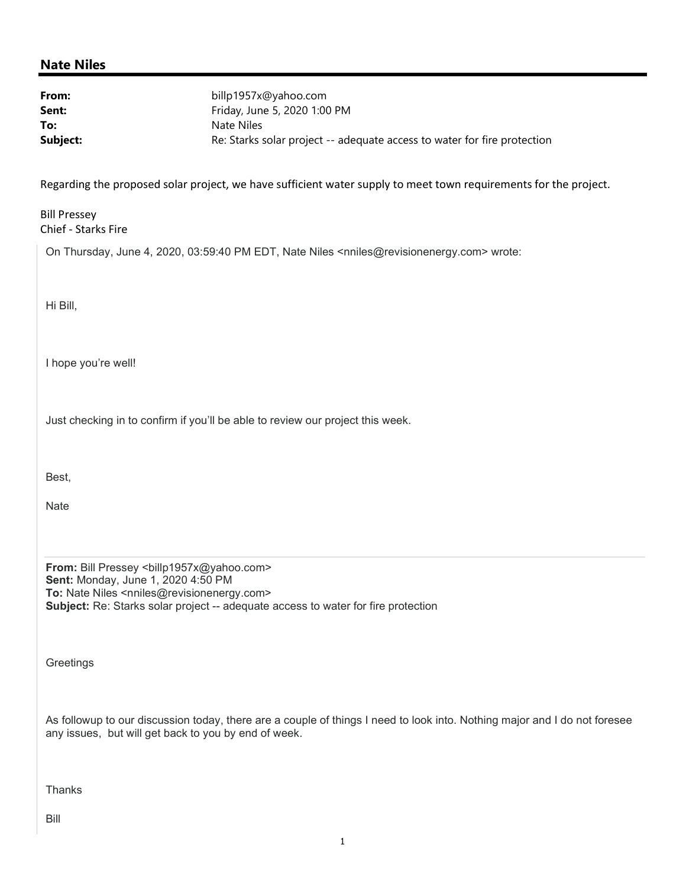## Nate Niles

| | |
|---|---|
| **From:** | billp1957x@yahoo.com |
| **Sent:** | Friday, June 5, 2020 1:00 PM |
| **To:** | Nate Niles |
| **Subject:** | Re: Starks solar project -- adequate access to water for fire protection |

Regarding the proposed solar project, we have sufficient water supply to meet town requirements for the project.

Bill Pressey
Chief - Starks Fire

On Thursday, June 4, 2020, 03:59:40 PM EDT, Nate Niles <nniles@revisionenergy.com> wrote:

Hi Bill,

I hope you're well!

Just checking in to confirm if you'll be able to review our project this week.

Best,

Nate

**From:** Bill Pressey <billp1957x@yahoo.com>
**Sent:** Monday, June 1, 2020 4:50 PM
**To:** Nate Niles <nniles@revisionenergy.com>
**Subject:** Re: Starks solar project -- adequate access to water for fire protection

Greetings

As followup to our discussion today, there are a couple of things I need to look into. Nothing major and I do not foresee any issues, but will get back to you by end of week.

Thanks

Bill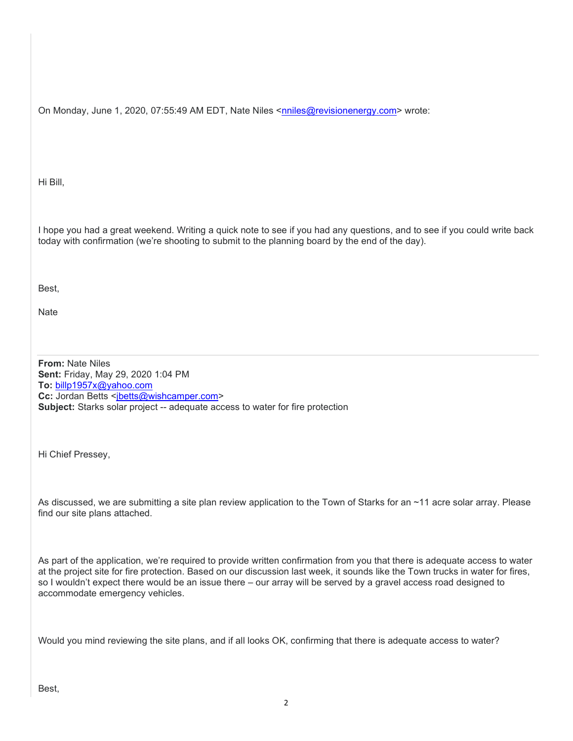On Monday, June 1, 2020, 07:55:49 AM EDT, Nate Niles <nniles@revisionenergy.com> wrote:

Hi Bill,

I hope you had a great weekend. Writing a quick note to see if you had any questions, and to see if you could write back today with confirmation (we're shooting to submit to the planning board by the end of the day).

Best,

Nate

---

**From:** Nate Niles
**Sent:** Friday, May 29, 2020 1:04 PM
**To:** billp1957x@yahoo.com
**Cc:** Jordan Betts <jbetts@wishcamper.com>
**Subject:** Starks solar project -- adequate access to water for fire protection

Hi Chief Pressey,

As discussed, we are submitting a site plan review application to the Town of Starks for an ~11 acre solar array. Please find our site plans attached.

As part of the application, we're required to provide written confirmation from you that there is adequate access to water at the project site for fire protection. Based on our discussion last week, it sounds like the Town trucks in water for fires, so I wouldn't expect there would be an issue there – our array will be served by a gravel access road designed to accommodate emergency vehicles.

Would you mind reviewing the site plans, and if all looks OK, confirming that there is adequate access to water?

Best,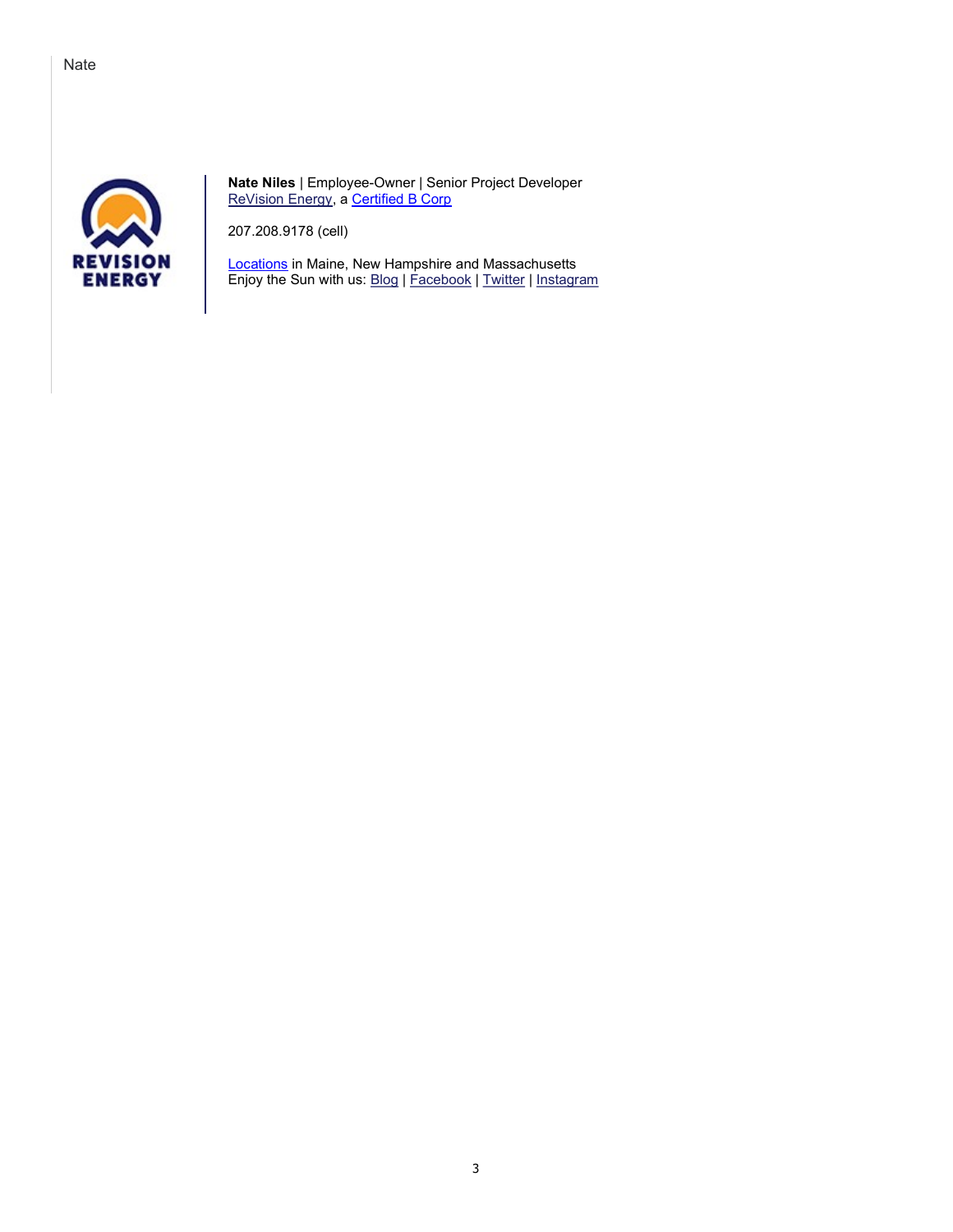Nate

**Nate Niles** | Employee-Owner | Senior Project Developer
ReVision Energy, a Certified B Corp

207.208.9178 (cell)

Locations in Maine, New Hampshire and Massachusetts
Enjoy the Sun with us: Blog | Facebook | Twitter | Instagram